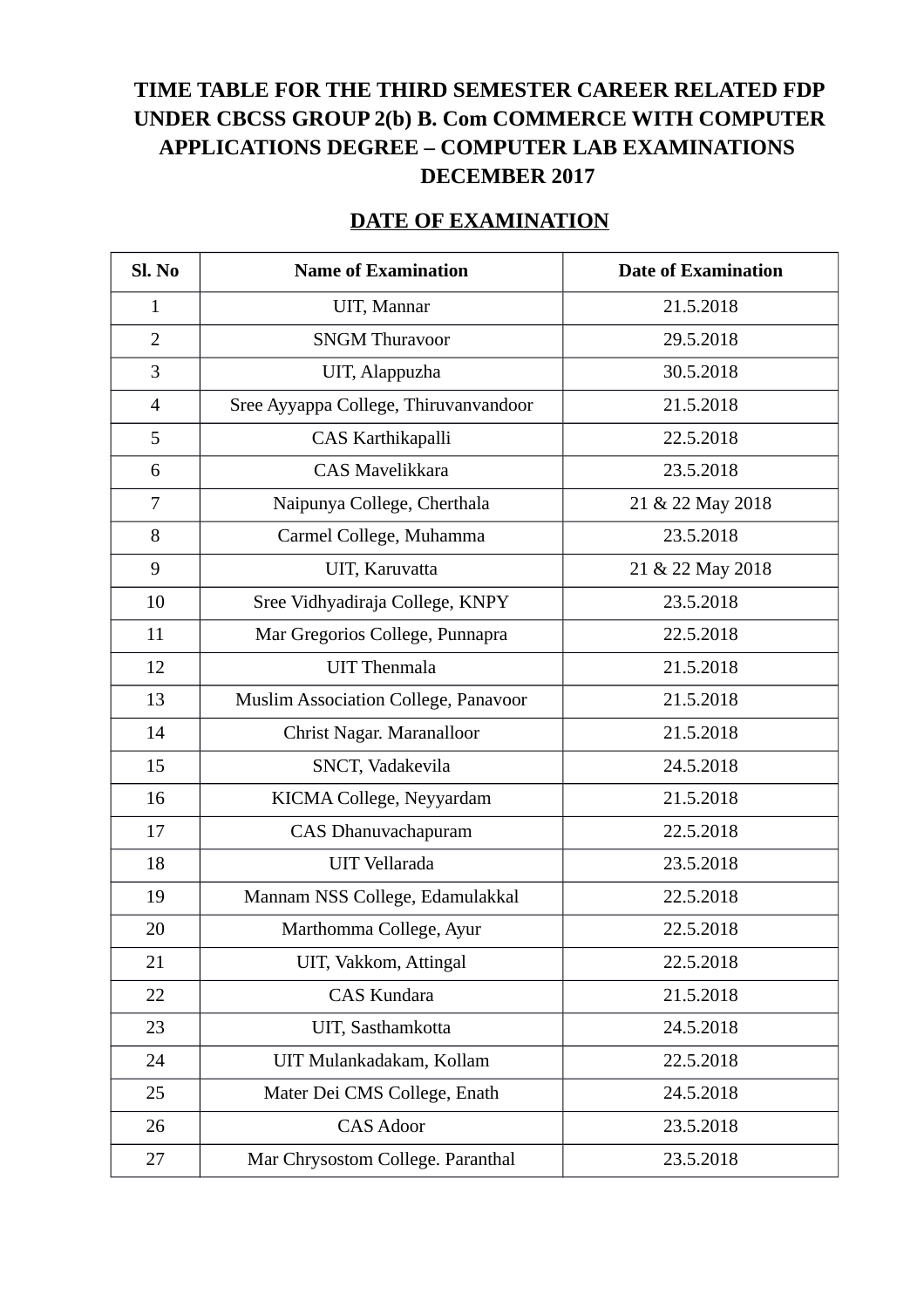# TIME TABLE FOR THE THIRD SEMESTER CAREER RELATED FDP UNDER CBCSS GROUP 2(b) B. Com COMMERCE WITH COMPUTER APPLICATIONS DEGREE – COMPUTER LAB EXAMINATIONS DECEMBER 2017

## DATE OF EXAMINATION

| Sl. No | Name of Examination | Date of Examination |
|---|---|---|
| 1 | UIT, Mannar | 21.5.2018 |
| 2 | SNGM Thuravoor | 29.5.2018 |
| 3 | UIT, Alappuzha | 30.5.2018 |
| 4 | Sree Ayyappa College, Thiruvanvandoor | 21.5.2018 |
| 5 | CAS Karthikapalli | 22.5.2018 |
| 6 | CAS Mavelikkara | 23.5.2018 |
| 7 | Naipunya College, Cherthala | 21 & 22 May 2018 |
| 8 | Carmel College, Muhamma | 23.5.2018 |
| 9 | UIT, Karuvatta | 21 & 22 May 2018 |
| 10 | Sree Vidhyadiraja College, KNPY | 23.5.2018 |
| 11 | Mar Gregorios College, Punnapra | 22.5.2018 |
| 12 | UIT Thenmala | 21.5.2018 |
| 13 | Muslim Association College, Panavoor | 21.5.2018 |
| 14 | Christ Nagar. Maranalloor | 21.5.2018 |
| 15 | SNCT, Vadakevila | 24.5.2018 |
| 16 | KICMA College, Neyyardam | 21.5.2018 |
| 17 | CAS Dhanuvachapuram | 22.5.2018 |
| 18 | UIT Vellarada | 23.5.2018 |
| 19 | Mannam NSS College, Edamulakkal | 22.5.2018 |
| 20 | Marthomma College, Ayur | 22.5.2018 |
| 21 | UIT, Vakkom, Attingal | 22.5.2018 |
| 22 | CAS Kundara | 21.5.2018 |
| 23 | UIT, Sasthamkotta | 24.5.2018 |
| 24 | UIT Mulankadakam, Kollam | 22.5.2018 |
| 25 | Mater Dei CMS College, Enath | 24.5.2018 |
| 26 | CAS Adoor | 23.5.2018 |
| 27 | Mar Chrysostom College. Paranthal | 23.5.2018 |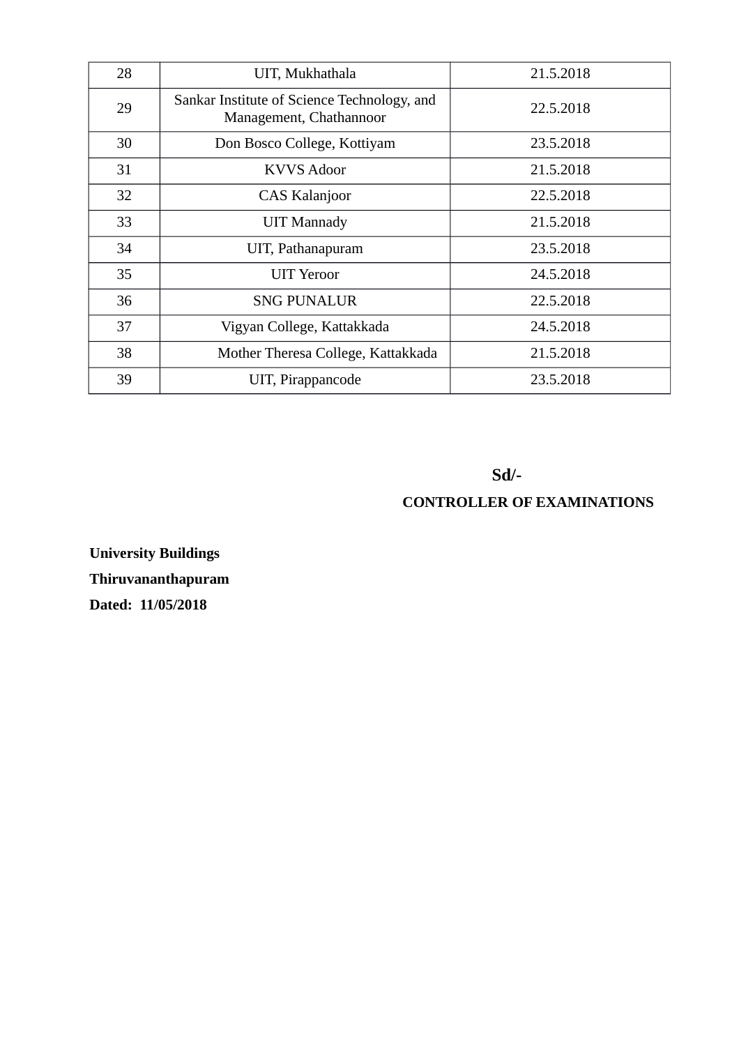| | | |
|---|---|---|
| 28 | UIT, Mukhathala | 21.5.2018 |
| 29 | Sankar Institute of Science Technology, and Management, Chathannoor | 22.5.2018 |
| 30 | Don Bosco College, Kottiyam | 23.5.2018 |
| 31 | KVVS Adoor | 21.5.2018 |
| 32 | CAS Kalanjoor | 22.5.2018 |
| 33 | UIT Mannady | 21.5.2018 |
| 34 | UIT, Pathanapuram | 23.5.2018 |
| 35 | UIT Yeroor | 24.5.2018 |
| 36 | SNG PUNALUR | 22.5.2018 |
| 37 | Vigyan College, Kattakkada | 24.5.2018 |
| 38 | Mother Theresa College, Kattakkada | 21.5.2018 |
| 39 | UIT, Pirappancode | 23.5.2018 |

**Sd/-**

**CONTROLLER OF EXAMINATIONS**

**University Buildings**

**Thiruvananthapuram**

**Dated: 11/05/2018**